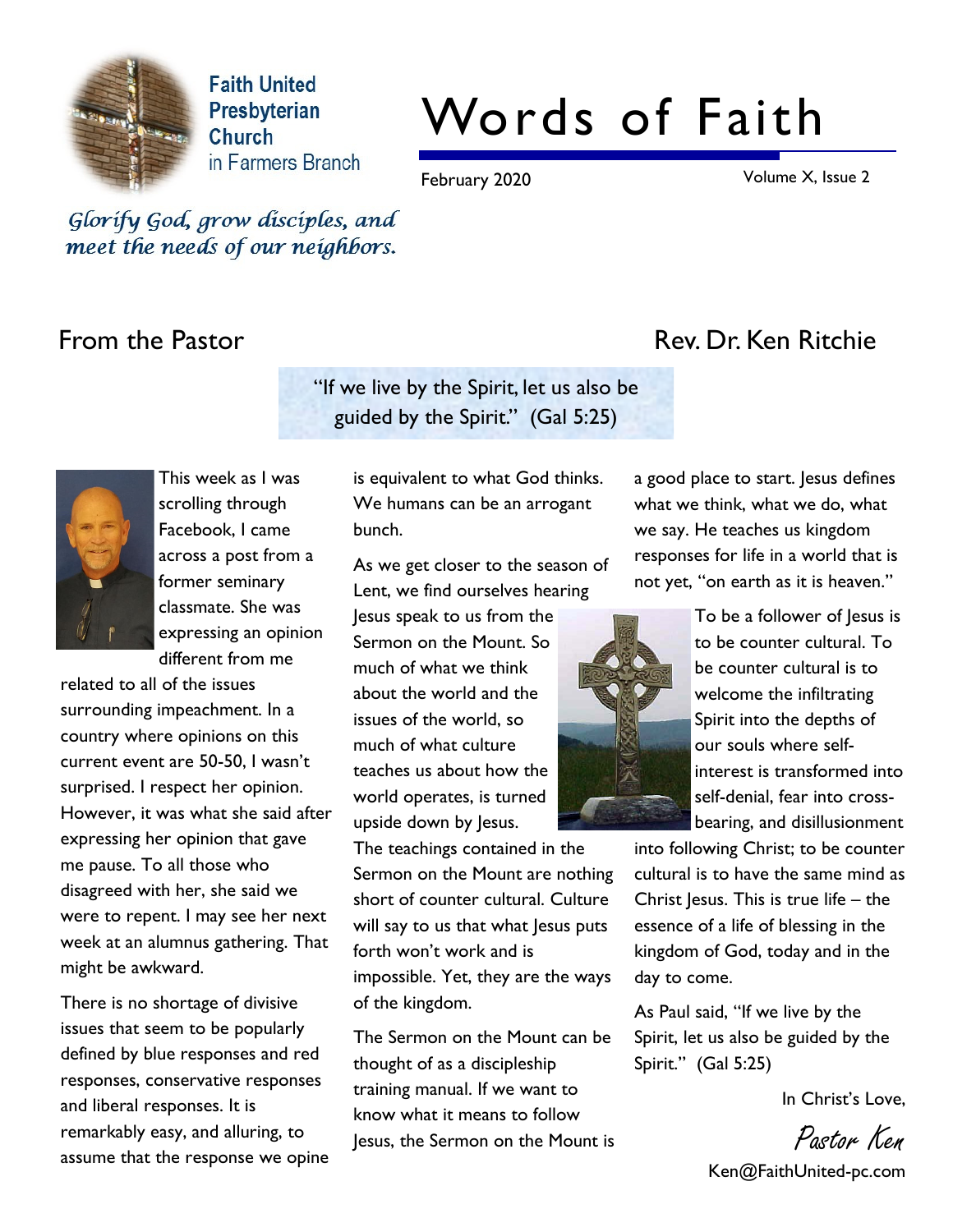Faith United Presbyterian Church in Farmers Branch

# Words of Faith

February 2020

*Glorify God, grow disciples, and meet the needs of our neighbors.*

## From the Pastor

Rev. Dr. Ken Ritchie

> "If we live by the Spirit, let us also be guided by the Spirit." (Gal 5:25)

This week as I was scrolling through Facebook, I came across a post from a former seminary classmate. She was expressing an opinion different from me related to all of the issues surrounding impeachment. In a country where opinions on this current event are 50-50, I wasn't surprised. I respect her opinion. However, it was what she said after expressing her opinion that gave me pause. To all those who disagreed with her, she said we were to repent. I may see her next week at an alumnus gathering. That might be awkward.

There is no shortage of divisive issues that seem to be popularly defined by blue responses and red responses, conservative responses and liberal responses. It is remarkably easy, and alluring, to assume that the response we opine is equivalent to what God thinks. We humans can be an arrogant bunch.

As we get closer to the season of Lent, we find ourselves hearing Jesus speak to us from the Sermon on the Mount. So much of what we think about the world and the issues of the world, so much of what culture teaches us about how the world operates, is turned upside down by Jesus. The teachings contained in the Sermon on the Mount are nothing short of counter cultural. Culture will say to us that what Jesus puts forth won't work and is impossible. Yet, they are the ways of the kingdom.

The Sermon on the Mount can be thought of as a discipleship training manual. If we want to know what it means to follow Jesus, the Sermon on the Mount is a good place to start. Jesus defines what we think, what we do, what we say. He teaches us kingdom responses for life in a world that is not yet, "on earth as it is heaven."

To be a follower of Jesus is to be counter cultural. To be counter cultural is to welcome the infiltrating Spirit into the depths of our souls where self-interest is transformed into self-denial, fear into cross-bearing, and disillusionment into following Christ; to be counter cultural is to have the same mind as Christ Jesus. This is true life – the essence of a life of blessing in the kingdom of God, today and in the day to come.

As Paul said, "If we live by the Spirit, let us also be guided by the Spirit." (Gal 5:25)

In Christ's Love,

*Pastor Ken*

Ken@FaithUnited-pc.com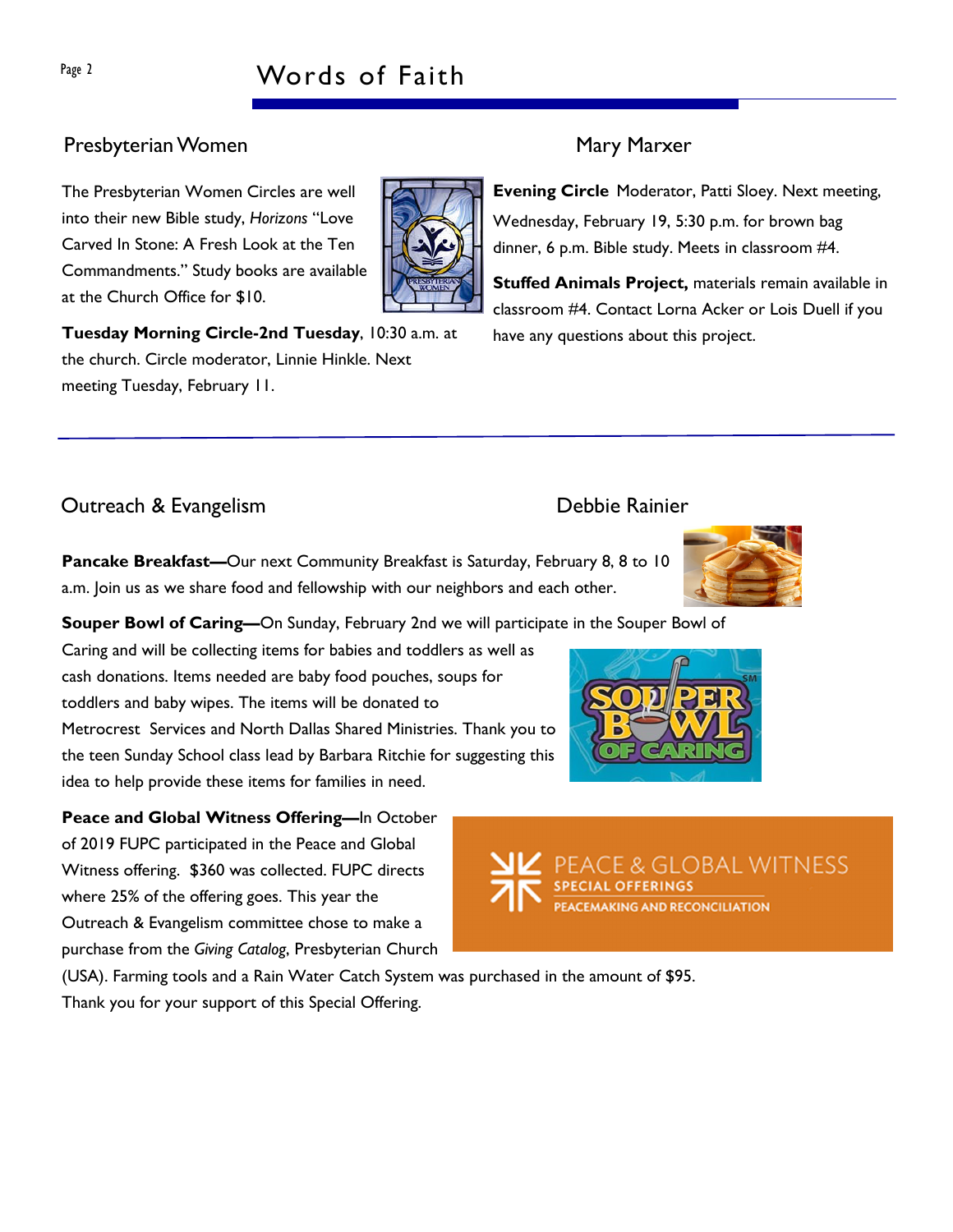## Presbyterian Women

The Presbyterian Women Circles are well into their new Bible study, *Horizons* "Love Carved In Stone: A Fresh Look at the Ten Commandments." Study books are available at the Church Office for $10.

**Tuesday Morning Circle-2nd Tuesday**, 10:30 a.m. at the church. Circle moderator, Linnie Hinkle. Next meeting Tuesday, February 11.

## Mary Marxer

**Evening Circle** Moderator, Patti Sloey. Next meeting, Wednesday, February 19, 5:30 p.m. for brown bag dinner, 6 p.m. Bible study. Meets in classroom #4.

**Stuffed Animals Project,** materials remain available in classroom #4. Contact Lorna Acker or Lois Duell if you have any questions about this project.

## Outreach & Evangelism

## Debbie Rainier

**Pancake Breakfast—**Our next Community Breakfast is Saturday, February 8, 8 to 10 a.m. Join us as we share food and fellowship with our neighbors and each other.

**Souper Bowl of Caring—**On Sunday, February 2nd we will participate in the Souper Bowl of Caring and will be collecting items for babies and toddlers as well as cash donations. Items needed are baby food pouches, soups for toddlers and baby wipes. The items will be donated to Metrocrest Services and North Dallas Shared Ministries. Thank you to the teen Sunday School class lead by Barbara Ritchie for suggesting this idea to help provide these items for families in need.

**Peace and Global Witness Offering—**In October of 2019 FUPC participated in the Peace and Global Witness offering. $360 was collected. FUPC directs where 25% of the offering goes. This year the Outreach & Evangelism committee chose to make a purchase from the *Giving Catalog*, Presbyterian Church (USA). Farming tools and a Rain Water Catch System was purchased in the amount of $95. Thank you for your support of this Special Offering.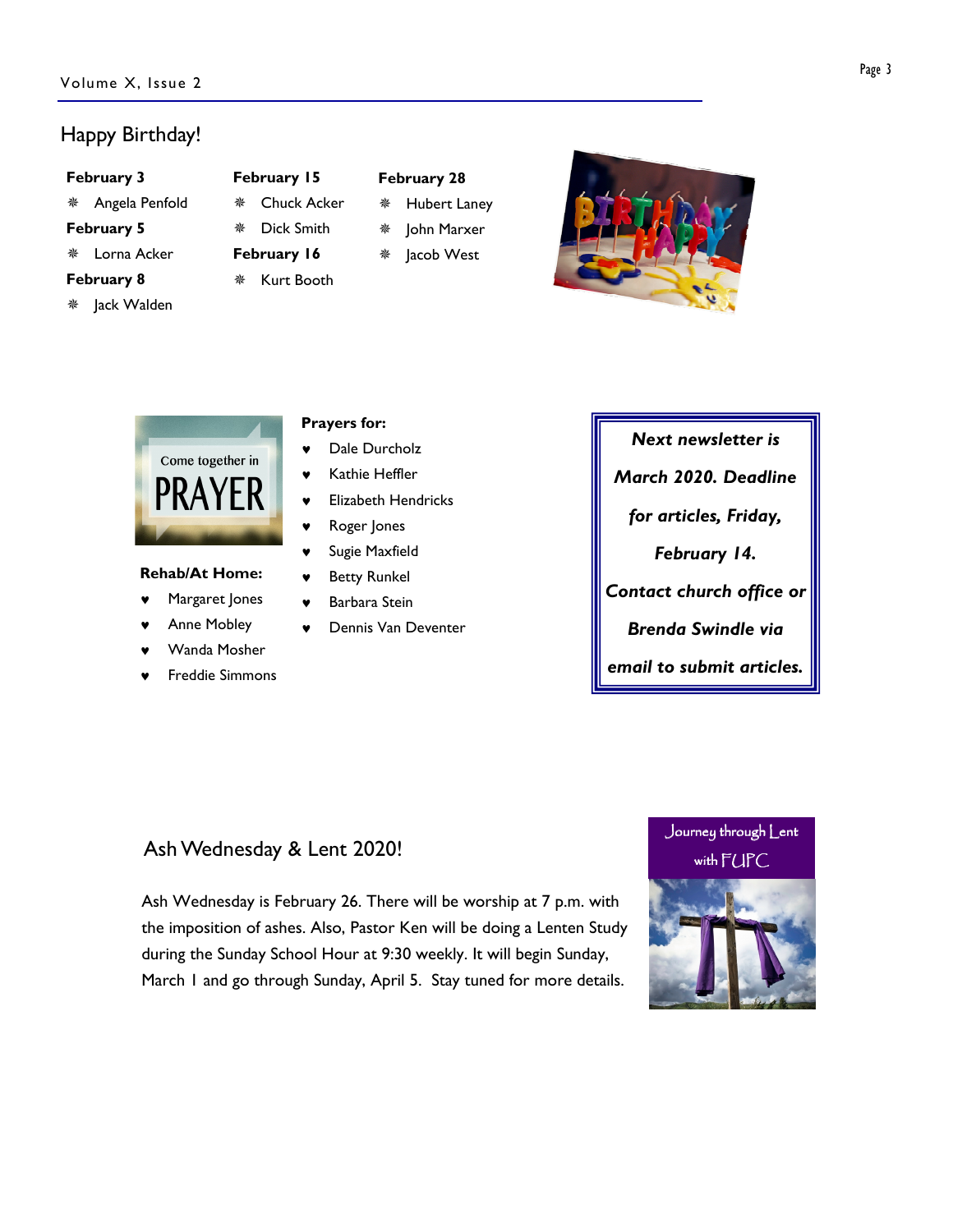## Happy Birthday!

**February 3**

- Angela Penfold

**February 5**

- Lorna Acker

**February 8**

- Jack Walden

**February 15**

- Chuck Acker
- Dick Smith

**February 16**

- Kurt Booth

**February 28**

- Hubert Laney
- John Marxer
- Jacob West

**Rehab/At Home:**

- Margaret Jones
- Anne Mobley
- Wanda Mosher
- Freddie Simmons

**Prayers for:**

- Dale Durcholz
- Kathie Heffler
- Elizabeth Hendricks
- Roger Jones
- Sugie Maxfield
- Betty Runkel
- Barbara Stein
- Dennis Van Deventer

***Next newsletter is March 2020. Deadline for articles, Friday, February 14. Contact church office or Brenda Swindle via email to submit articles.***

## Ash Wednesday & Lent 2020!

Ash Wednesday is February 26. There will be worship at 7 p.m. with the imposition of ashes. Also, Pastor Ken will be doing a Lenten Study during the Sunday School Hour at 9:30 weekly. It will begin Sunday, March 1 and go through Sunday, April 5. Stay tuned for more details.

Journey through Lent with FUPC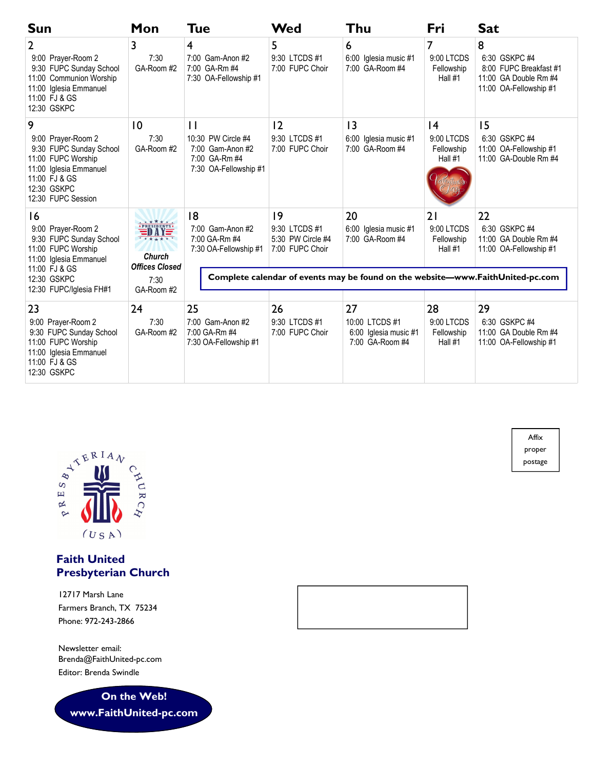| Sun | Mon | Tue | Wed | Thu | Fri | Sat |
|---|---|---|---|---|---|---|
| **2**<br>9:00 Prayer-Room 2<br>9:30 FUPC Sunday School<br>11:00 Communion Worship<br>11:00 Iglesia Emmanuel<br>11:00 FJ & GS<br>12:30 GSKPC | **3**<br>7:30<br>GA-Room #2 | **4**<br>7:00 Gam-Anon #2<br>7:00 GA-Rm #4<br>7:30 OA-Fellowship #1 | **5**<br>9:30 LTCDS #1<br>7:00 FUPC Choir | **6**<br>6:00 Iglesia music #1<br>7:00 GA-Room #4 | **7**<br>9:00 LTCDS<br>Fellowship<br>Hall #1 | **8**<br>6:30 GSKPC #4<br>8:00 FUPC Breakfast #1<br>11:00 GA Double Rm #4<br>11:00 OA-Fellowship #1 |
| **9**<br>9:00 Prayer-Room 2<br>9:30 FUPC Sunday School<br>11:00 FUPC Worship<br>11:00 Iglesia Emmanuel<br>11:00 FJ & GS<br>12:30 GSKPC<br>12:30 FUPC Session | **10**<br>7:30<br>GA-Room #2 | **11**<br>10:30 PW Circle #4<br>7:00 Gam-Anon #2<br>7:00 GA-Rm #4<br>7:30 OA-Fellowship #1 | **12**<br>9:30 LTCDS #1<br>7:00 FUPC Choir | **13**<br>6:00 Iglesia music #1<br>7:00 GA-Room #4 | **14**<br>9:00 LTCDS<br>Fellowship<br>Hall #1<br>Valentine's Day | **15**<br>6:30 GSKPC #4<br>11:00 OA-Fellowship #1<br>11:00 GA-Double Rm #4 |
| **16**<br>9:00 Prayer-Room 2<br>9:30 FUPC Sunday School<br>11:00 FUPC Worship<br>11:00 Iglesia Emmanuel<br>11:00 FJ & GS<br>12:30 GSKPC<br>12:30 FUPC/Iglesia FH#1 | PRESIDENTS DAY<br>*Church Offices Closed*<br>7:30<br>GA-Room #2 | **18**<br>7:00 Gam-Anon #2<br>7:00 GA-Rm #4<br>7:30 OA-Fellowship #1 | **19**<br>9:30 LTCDS #1<br>5:30 PW Circle #4<br>7:00 FUPC Choir | **20**<br>6:00 Iglesia music #1<br>7:00 GA-Room #4 | **21**<br>9:00 LTCDS<br>Fellowship<br>Hall #1 | **22**<br>6:30 GSKPC #4<br>11:00 GA Double Rm #4<br>11:00 OA-Fellowship #1 |
| **23**<br>9:00 Prayer-Room 2<br>9:30 FUPC Sunday School<br>11:00 FUPC Worship<br>11:00 Iglesia Emmanuel<br>11:00 FJ & GS<br>12:30 GSKPC | **24**<br>7:30<br>GA-Room #2 | **25**<br>7:00 Gam-Anon #2<br>7:00 GA-Rm #4<br>7:30 OA-Fellowship #1 | **26**<br>9:30 LTCDS #1<br>7:00 FUPC Choir | **27**<br>10:00 LTCDS #1<br>6:00 Iglesia music #1<br>7:00 GA-Room #4 | **28**<br>9:00 LTCDS<br>Fellowship<br>Hall #1 | **29**<br>6:30 GSKPC #4<br>11:00 GA Double Rm #4<br>11:00 OA-Fellowship #1 |

**Complete calendar of events may be found on the website—www.FaithUnited-pc.com**

Affix proper postage

PRESBYTERIAN CHURCH (USA)

**Faith United Presbyterian Church**

12717 Marsh Lane
Farmers Branch, TX 75234
Phone: 972-243-2866

Newsletter email:
Brenda@FaithUnited-pc.com
Editor: Brenda Swindle

**On the Web!**
**www.FaithUnited-pc.com**